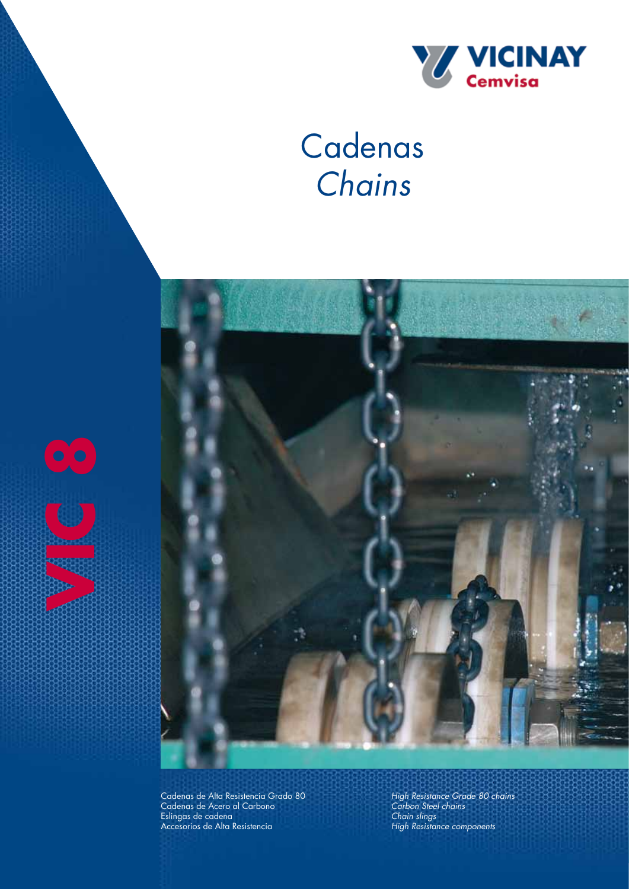VICINAY
Cemvisa

# Cadenas
# *Chains*

VIC 8

Cadenas de Alta Resistencia Grado 80
Cadenas de Acero al Carbono
Eslingas de cadena
Accesorios de Alta Resistencia

*High Resistance Grade 80 chains*
*Carbon Steel chains*
*Chain slings*
*High Resistance components*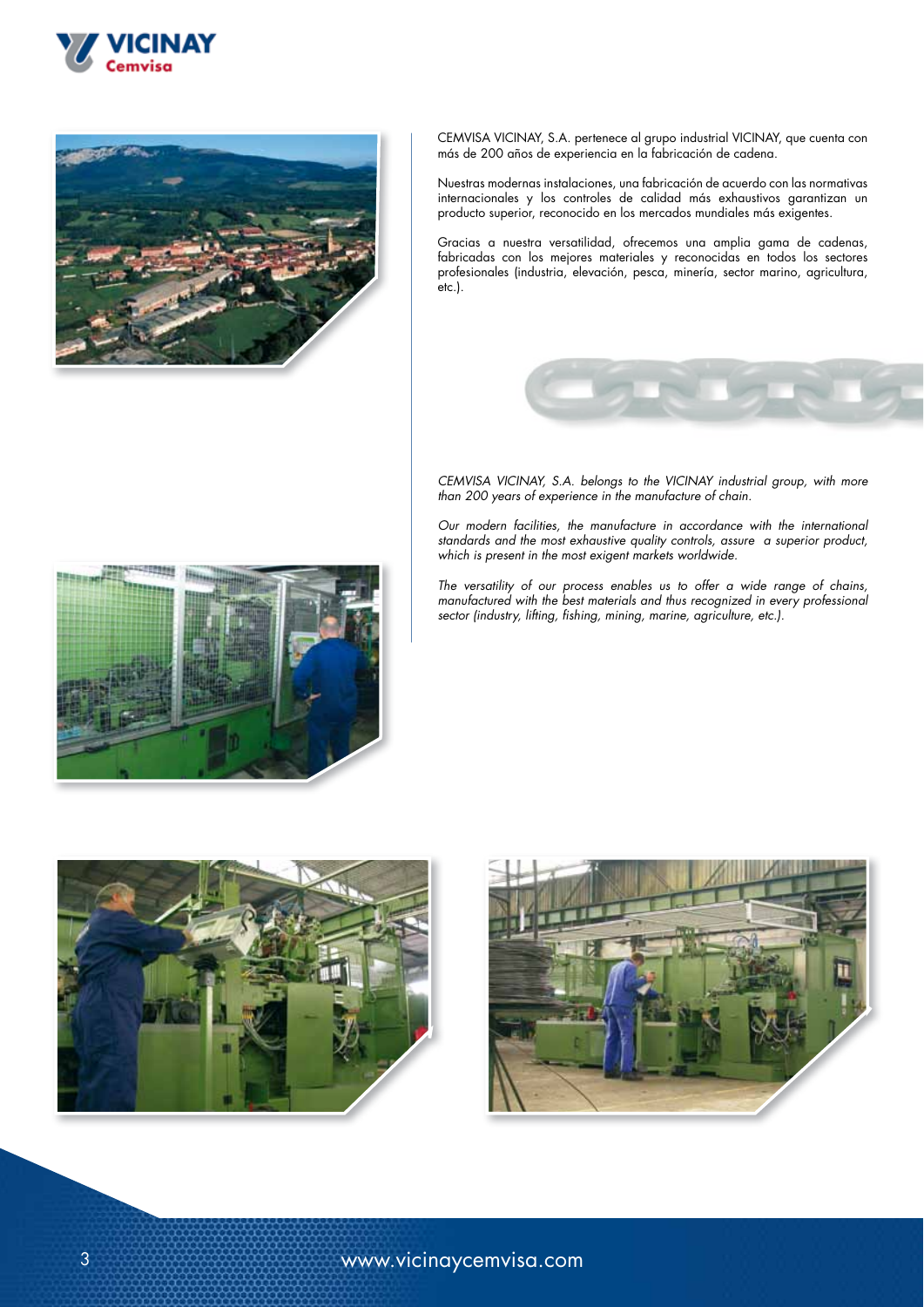CEMVISA VICINAY, S.A. pertenece al grupo industrial VICINAY, que cuenta con más de 200 años de experiencia en la fabricación de cadena.

Nuestras modernas instalaciones, una fabricación de acuerdo con las normativas internacionales y los controles de calidad más exhaustivos garantizan un producto superior, reconocido en los mercados mundiales más exigentes.

Gracias a nuestra versatilidad, ofrecemos una amplia gama de cadenas, fabricadas con los mejores materiales y reconocidas en todos los sectores profesionales (industria, elevación, pesca, minería, sector marino, agricultura, etc.).

*CEMVISA VICINAY, S.A. belongs to the VICINAY industrial group, with more than 200 years of experience in the manufacture of chain.*

*Our modern facilities, the manufacture in accordance with the international standards and the most exhaustive quality controls, assure a superior product, which is present in the most exigent markets worldwide.*

*The versatility of our process enables us to offer a wide range of chains, manufactured with the best materials and thus recognized in every professional sector (industry, lifting, fishing, mining, marine, agriculture, etc.).*

www.vicinaycemvisa.com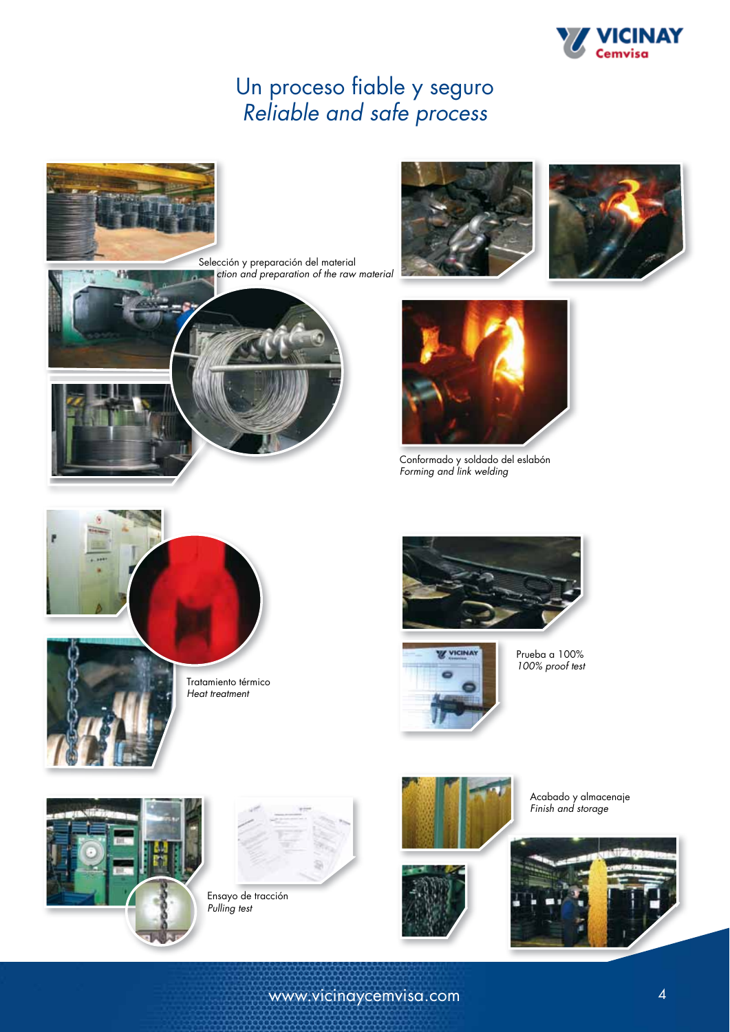# Un proceso fiable y seguro
# *Reliable and safe process*

Selección y preparación del material
*ction and preparation of the raw material*

Conformado y soldado del eslabón
*Forming and link welding*

Tratamiento térmico
*Heat treatment*

Prueba a 100%
*100% proof test*

Ensayo de tracción
*Pulling test*

Acabado y almacenaje
*Finish and storage*

www.vicinaycemvisa.com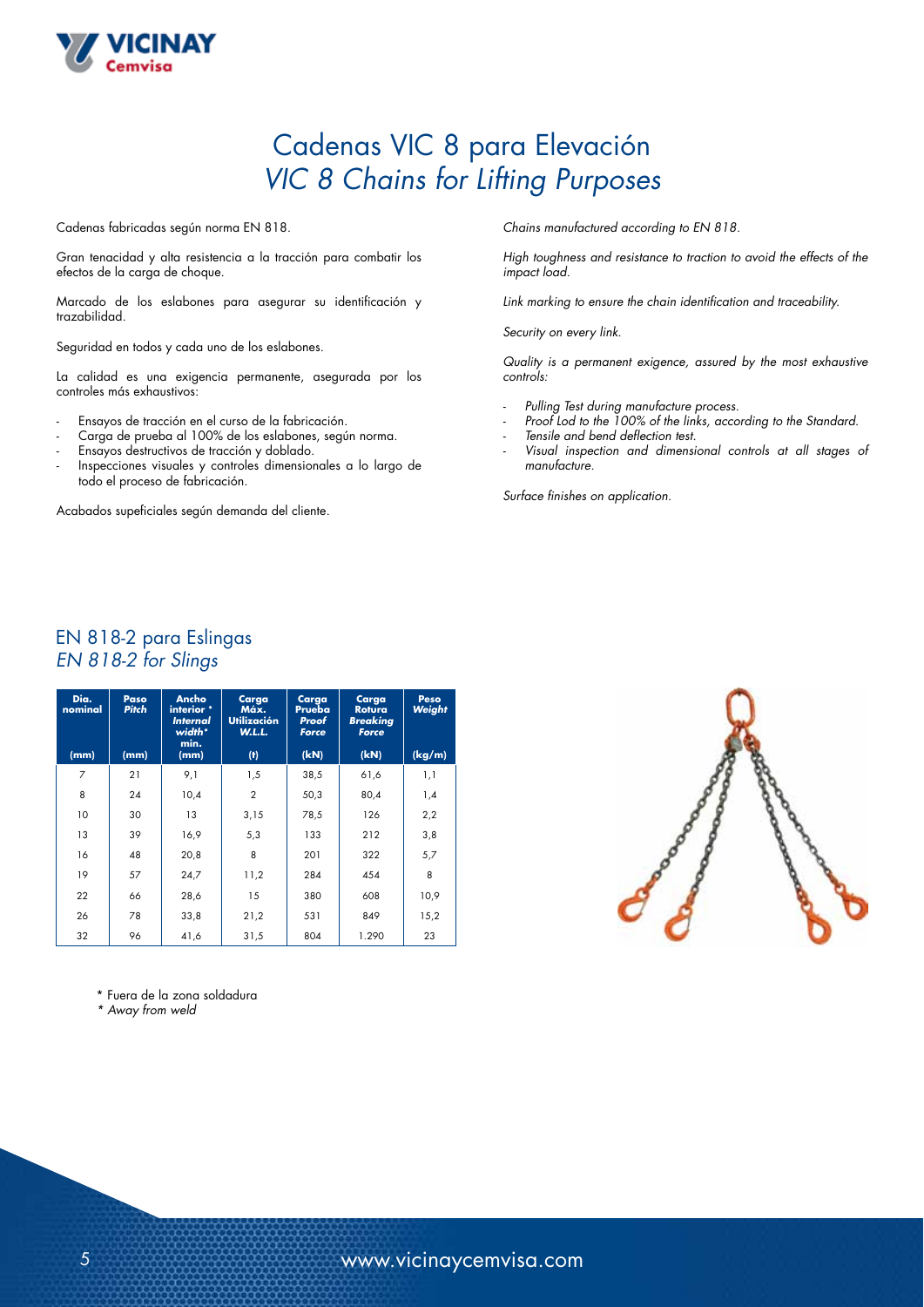# Cadenas VIC 8 para Elevación
# *VIC 8 Chains for Lifting Purposes*

Cadenas fabricadas según norma EN 818.

Gran tenacidad y alta resistencia a la tracción para combatir los efectos de la carga de choque.

Marcado de los eslabones para asegurar su identificación y trazabilidad.

Seguridad en todos y cada uno de los eslabones.

La calidad es una exigencia permanente, asegurada por los controles más exhaustivos:

- Ensayos de tracción en el curso de la fabricación.
- Carga de prueba al 100% de los eslabones, según norma.
- Ensayos destructivos de tracción y doblado.
- Inspecciones visuales y controles dimensionales a lo largo de todo el proceso de fabricación.

Acabados supeficiales según demanda del cliente.

*Chains manufactured according to EN 818.*

*High toughness and resistance to traction to avoid the effects of the impact load.*

*Link marking to ensure the chain identification and traceability.*

*Security on every link.*

*Quality is a permanent exigence, assured by the most exhaustive controls:*

- *Pulling Test during manufacture process.*
- *Proof Lod to the 100% of the links, according to the Standard.*
- *Tensile and bend deflection test.*
- *Visual inspection and dimensional controls at all stages of manufacture.*

*Surface finishes on application.*

## EN 818-2 para Eslingas
## *EN 818-2 for Slings*

| Dia. nominal (mm) | Paso *Pitch* (mm) | Ancho interior * *Internal width** min. (mm) | Carga Máx. Utilización *W.L.L.* (t) | Carga Prueba *Proof Force* (kN) | Carga Rotura *Breaking Force* (kN) | Peso *Weight* (kg/m) |
|---|---|---|---|---|---|---|
| 7 | 21 | 9,1 | 1,5 | 38,5 | 61,6 | 1,1 |
| 8 | 24 | 10,4 | 2 | 50,3 | 80,4 | 1,4 |
| 10 | 30 | 13 | 3,15 | 78,5 | 126 | 2,2 |
| 13 | 39 | 16,9 | 5,3 | 133 | 212 | 3,8 |
| 16 | 48 | 20,8 | 8 | 201 | 322 | 5,7 |
| 19 | 57 | 24,7 | 11,2 | 284 | 454 | 8 |
| 22 | 66 | 28,6 | 15 | 380 | 608 | 10,9 |
| 26 | 78 | 33,8 | 21,2 | 531 | 849 | 15,2 |
| 32 | 96 | 41,6 | 31,5 | 804 | 1.290 | 23 |

\* Fuera de la zona soldadura
*\* Away from weld*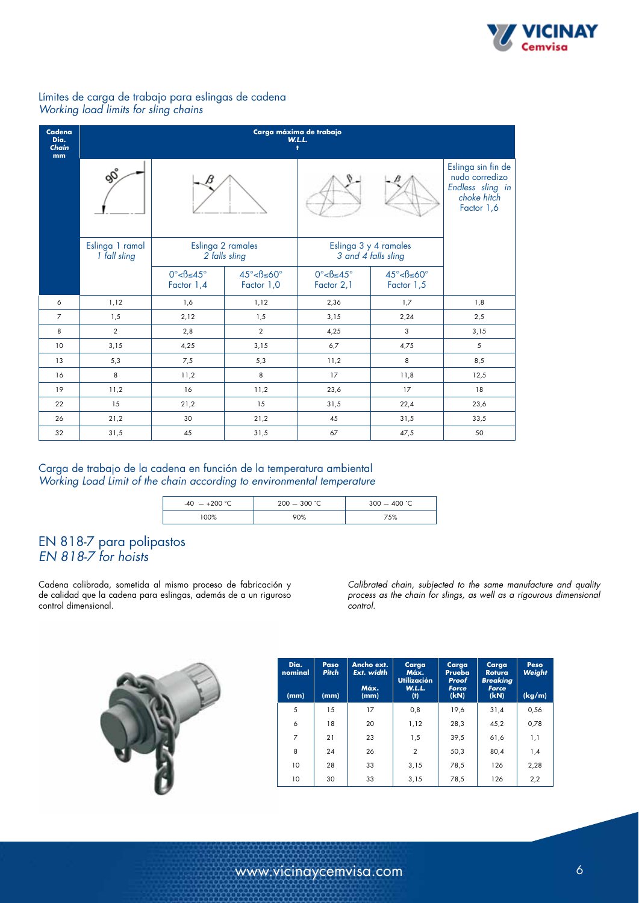## Límites de carga de trabajo para eslingas de cadena
*Working load limits for sling chains*

| Cadena Dia. *Chain* mm | Carga máxima de trabajo *W.L.L.* t | | | | | |
|---|---|---|---|---|---|---|
| | Eslinga 1 ramal *1 fall sling* | Eslinga 2 ramales *2 falls sling* | | Eslinga 3 y 4 ramales *3 and 4 falls sling* | | Eslinga sin fin de nudo corredizo *Endless sling in choke hitch* Factor 1,6 |
| | | 0°<ß≤45° Factor 1,4 | 45°<ß≤60° Factor 1,0 | 0°<ß≤45° Factor 2,1 | 45°<ß≤60° Factor 1,5 | |
| 6 | 1,12 | 1,6 | 1,12 | 2,36 | 1,7 | 1,8 |
| 7 | 1,5 | 2,12 | 1,5 | 3,15 | 2,24 | 2,5 |
| 8 | 2 | 2,8 | 2 | 4,25 | 3 | 3,15 |
| 10 | 3,15 | 4,25 | 3,15 | 6,7 | 4,75 | 5 |
| 13 | 5,3 | 7,5 | 5,3 | 11,2 | 8 | 8,5 |
| 16 | 8 | 11,2 | 8 | 17 | 11,8 | 12,5 |
| 19 | 11,2 | 16 | 11,2 | 23,6 | 17 | 18 |
| 22 | 15 | 21,2 | 15 | 31,5 | 22,4 | 23,6 |
| 26 | 21,2 | 30 | 21,2 | 45 | 31,5 | 33,5 |
| 32 | 31,5 | 45 | 31,5 | 67 | 47,5 | 50 |

## Carga de trabajo de la cadena en función de la temperatura ambiental
*Working Load Limit of the chain according to environmental temperature*

| -40 — +200 °C | 200 — 300 °C | 300 — 400 °C |
|---|---|---|
| 100% | 90% | 75% |

## EN 818-7 para polipastos
*EN 818-7 for hoists*

Cadena calibrada, sometida al mismo proceso de fabricación y de calidad que la cadena para eslingas, además de a un riguroso control dimensional.

*Calibrated chain, subjected to the same manufacture and quality process as the chain for slings, as well as a rigourous dimensional control.*

| Dia. nominal (mm) | Paso *Pitch* (mm) | Ancho ext. *Ext. width* Máx. (mm) | Carga Máx. Utilización *W.L.L.* (t) | Carga Prueba *Proof Force* (kN) | Carga Rotura *Breaking Force* (kN) | Peso *Weight* (kg/m) |
|---|---|---|---|---|---|---|
| 5 | 15 | 17 | 0,8 | 19,6 | 31,4 | 0,56 |
| 6 | 18 | 20 | 1,12 | 28,3 | 45,2 | 0,78 |
| 7 | 21 | 23 | 1,5 | 39,5 | 61,6 | 1,1 |
| 8 | 24 | 26 | 2 | 50,3 | 80,4 | 1,4 |
| 10 | 28 | 33 | 3,15 | 78,5 | 126 | 2,28 |
| 10 | 30 | 33 | 3,15 | 78,5 | 126 | 2,2 |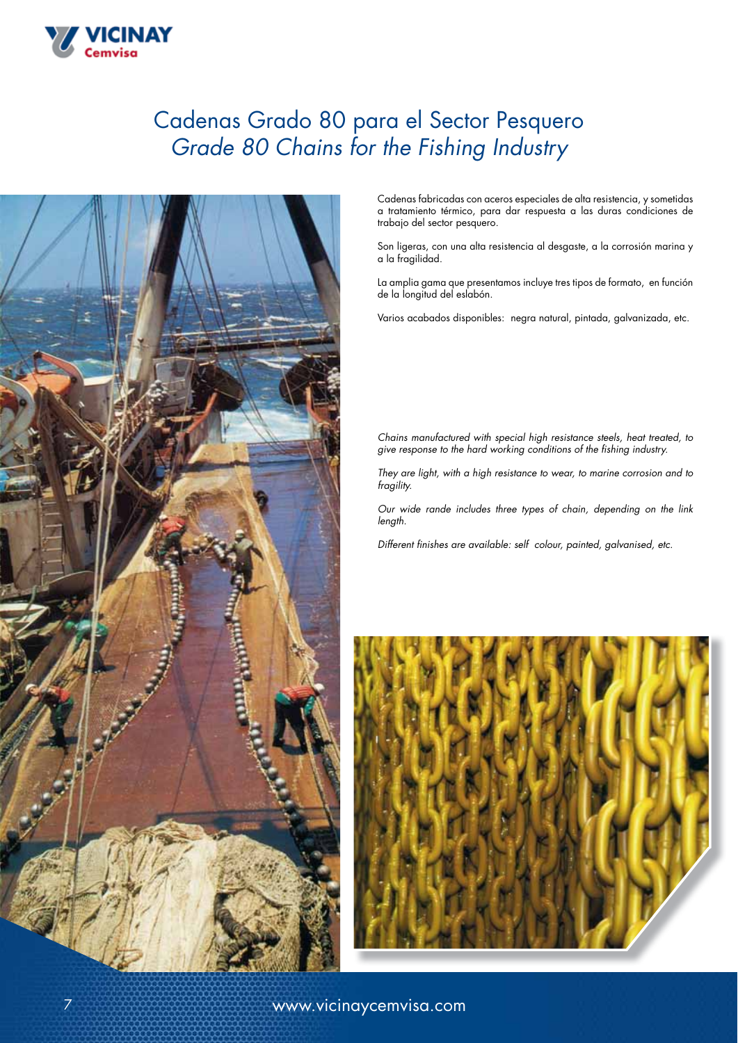# Cadenas Grado 80 para el Sector Pesquero
## *Grade 80 Chains for the Fishing Industry*

Cadenas fabricadas con aceros especiales de alta resistencia, y sometidas a tratamiento térmico, para dar respuesta a las duras condiciones de trabajo del sector pesquero.

Son ligeras, con una alta resistencia al desgaste, a la corrosión marina y a la fragilidad.

La amplia gama que presentamos incluye tres tipos de formato, en función de la longitud del eslabón.

Varios acabados disponibles: negra natural, pintada, galvanizada, etc.

*Chains manufactured with special high resistance steels, heat treated, to give response to the hard working conditions of the fishing industry.*

*They are light, with a high resistance to wear, to marine corrosion and to fragility.*

*Our wide rande includes three types of chain, depending on the link length.*

*Different finishes are available: self colour, painted, galvanised, etc.*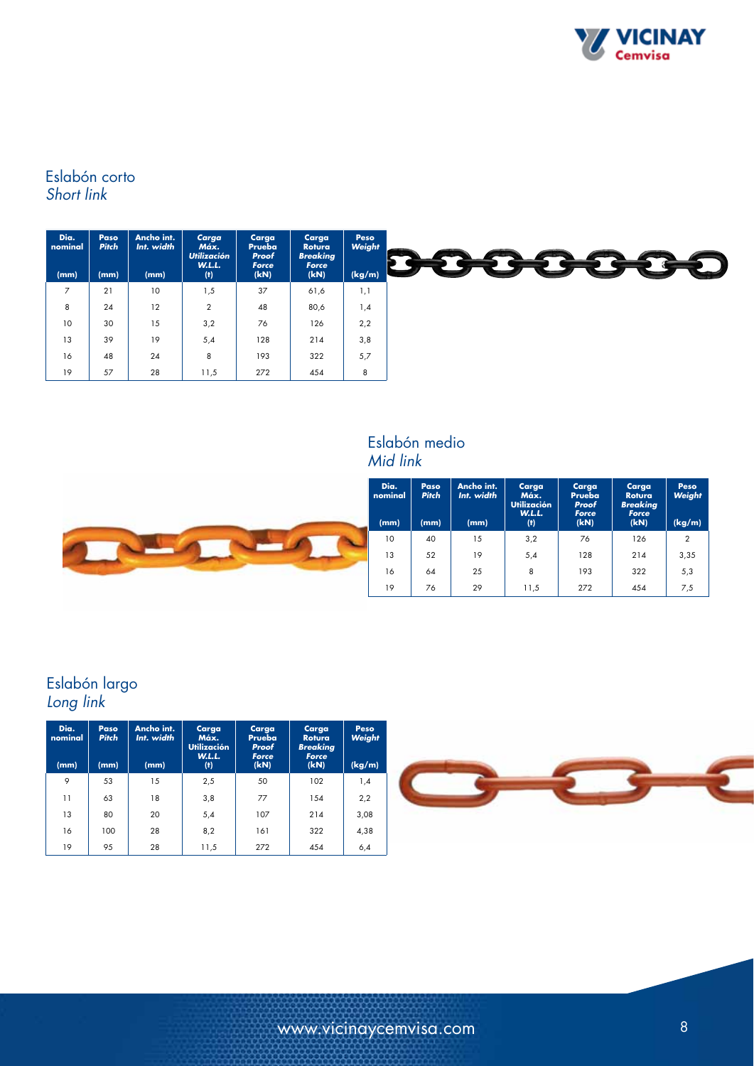## Eslabón corto
*Short link*

| Dia. nominal (mm) | Paso *Pitch* (mm) | Ancho int. *Int. width* (mm) | Carga Máx. Utilización *W.L.L.* (t) | Carga Prueba *Proof Force* (kN) | Carga Rotura *Breaking Force* (kN) | Peso *Weight* (kg/m) |
|---|---|---|---|---|---|---|
| 7 | 21 | 10 | 1,5 | 37 | 61,6 | 1,1 |
| 8 | 24 | 12 | 2 | 48 | 80,6 | 1,4 |
| 10 | 30 | 15 | 3,2 | 76 | 126 | 2,2 |
| 13 | 39 | 19 | 5,4 | 128 | 214 | 3,8 |
| 16 | 48 | 24 | 8 | 193 | 322 | 5,7 |
| 19 | 57 | 28 | 11,5 | 272 | 454 | 8 |

## Eslabón medio
*Mid link*

| Dia. nominal (mm) | Paso *Pitch* (mm) | Ancho int. *Int. width* (mm) | Carga Máx. Utilización *W.L.L.* (t) | Carga Prueba *Proof Force* (kN) | Carga Rotura *Breaking Force* (kN) | Peso *Weight* (kg/m) |
|---|---|---|---|---|---|---|
| 10 | 40 | 15 | 3,2 | 76 | 126 | 2 |
| 13 | 52 | 19 | 5,4 | 128 | 214 | 3,35 |
| 16 | 64 | 25 | 8 | 193 | 322 | 5,3 |
| 19 | 76 | 29 | 11,5 | 272 | 454 | 7,5 |

## Eslabón largo
*Long link*

| Dia. nominal (mm) | Paso *Pitch* (mm) | Ancho int. *Int. width* (mm) | Carga Máx. Utilización *W.L.L.* (t) | Carga Prueba *Proof Force* (kN) | Carga Rotura *Breaking Force* (kN) | Peso *Weight* (kg/m) |
|---|---|---|---|---|---|---|
| 9 | 53 | 15 | 2,5 | 50 | 102 | 1,4 |
| 11 | 63 | 18 | 3,8 | 77 | 154 | 2,2 |
| 13 | 80 | 20 | 5,4 | 107 | 214 | 3,08 |
| 16 | 100 | 28 | 8,2 | 161 | 322 | 4,38 |
| 19 | 95 | 28 | 11,5 | 272 | 454 | 6,4 |

www.vicinaycemvisa.com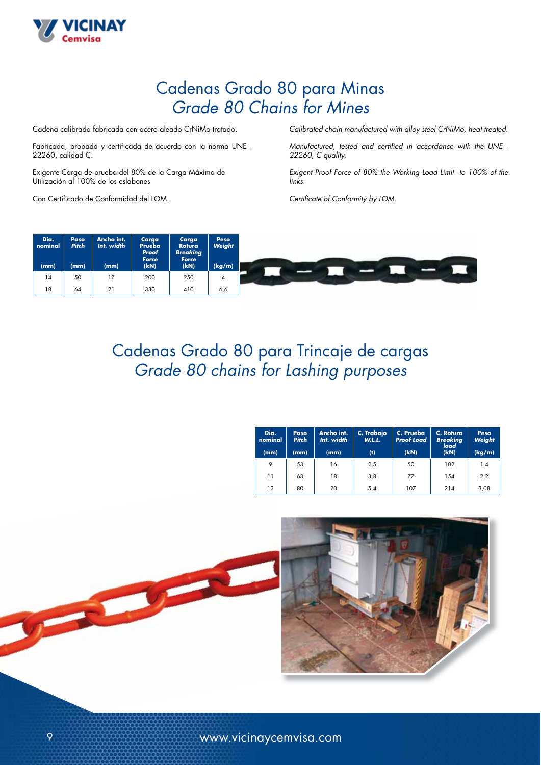# Cadenas Grado 80 para Minas
# *Grade 80 Chains for Mines*

Cadena calibrada fabricada con acero aleado CrNiMo tratado.

Fabricada, probada y certificada de acuerdo con la norma UNE - 22260, calidad C.

Exigente Carga de prueba del 80% de la Carga Máxima de Utilización al 100% de los eslabones

Con Certificado de Conformidad del LOM.

*Calibrated chain manufactured with alloy steel CrNiMo, heat treated.*

*Manufactured, tested and certified in accordance with the UNE - 22260, C quality.*

*Exigent Proof Force of 80% the Working Load Limit to 100% of the links.*

*Certificate of Conformity by LOM.*

| Dia. nominal (mm) | Paso *Pitch* (mm) | Ancho int. *Int. width* (mm) | Carga Prueba *Proof Force* (kN) | Carga Rotura *Breaking Force* (kN) | Peso *Weight* (kg/m) |
|---|---|---|---|---|---|
| 14 | 50 | 17 | 200 | 250 | 4 |
| 18 | 64 | 21 | 330 | 410 | 6,6 |

# Cadenas Grado 80 para Trincaje de cargas
# *Grade 80 chains for Lashing purposes*

| Dia. nominal (mm) | Paso *Pitch* (mm) | Ancho int. *Int. width* (mm) | C. Trabajo *W.L.L.* (t) | C. Prueba *Proof Load* (kN) | C. Rotura *Breaking load* (kN) | Peso *Weight* (kg/m) |
|---|---|---|---|---|---|---|
| 9 | 53 | 16 | 2,5 | 50 | 102 | 1,4 |
| 11 | 63 | 18 | 3,8 | 77 | 154 | 2,2 |
| 13 | 80 | 20 | 5,4 | 107 | 214 | 3,08 |

www.vicinaycemvisa.com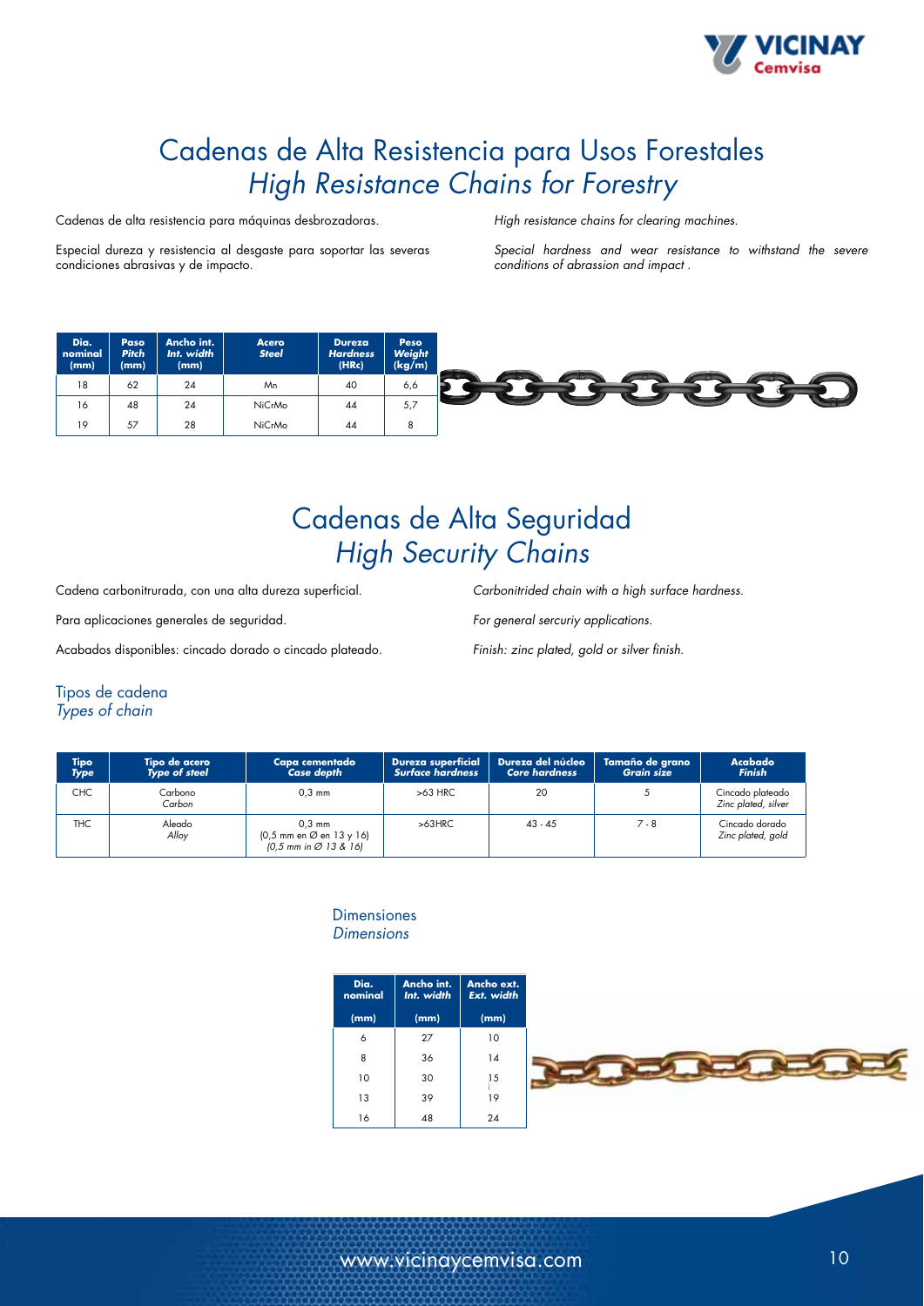# Cadenas de Alta Resistencia para Usos Forestales
# *High Resistance Chains for Forestry*

Cadenas de alta resistencia para máquinas desbrozadoras.

Especial dureza y resistencia al desgaste para soportar las severas condiciones abrasivas y de impacto.

*High resistance chains for clearing machines.*

*Special hardness and wear resistance to withstand the severe conditions of abrassion and impact .*

| Dia. nominal (mm) | Paso *Pitch* (mm) | Ancho int. *Int. width* (mm) | Acero *Steel* | Dureza *Hardness* (HRc) | Peso *Weight* (kg/m) |
|---|---|---|---|---|---|
| 18 | 62 | 24 | Mn | 40 | 6,6 |
| 16 | 48 | 24 | NiCrMo | 44 | 5,7 |
| 19 | 57 | 28 | NiCrMo | 44 | 8 |

# Cadenas de Alta Seguridad
# *High Security Chains*

Cadena carbonitrurada, con una alta dureza superficial.

Para aplicaciones generales de seguridad.

Acabados disponibles: cincado dorado o cincado plateado.

*Carbonitrided chain with a high surface hardness.*

*For general sercuriy applications.*

*Finish: zinc plated, gold or silver finish.*

## Tipos de cadena
## *Types of chain*

| Tipo *Type* | Tipo de acero *Type of steel* | Capa cementado *Case depth* | Dureza superficial *Surface hardness* | Dureza del núcleo *Core hardness* | Tamaño de grano *Grain size* | Acabado *Finish* |
|---|---|---|---|---|---|---|
| CHC | Carbono *Carbon* | 0,3 mm | >63 HRC | 20 | 5 | Cincado plateado *Zinc plated, silver* |
| THC | Aleado *Alloy* | 0,3 mm (0,5 mm en Ø en 13 y 16) *(0,5 mm in Ø 13 & 16)* | >63HRC | 43 - 45 | 7 - 8 | Cincado dorado *Zinc plated, gold* |

## Dimensiones
## *Dimensions*

| Dia. nominal (mm) | Ancho int. *Int. width* (mm) | Ancho ext. *Ext. width* (mm) |
|---|---|---|
| 6 | 27 | 10 |
| 8 | 36 | 14 |
| 10 | 30 | 15 |
| 13 | 39 | 19 |
| 16 | 48 | 24 |

www.vicinaycemvisa.com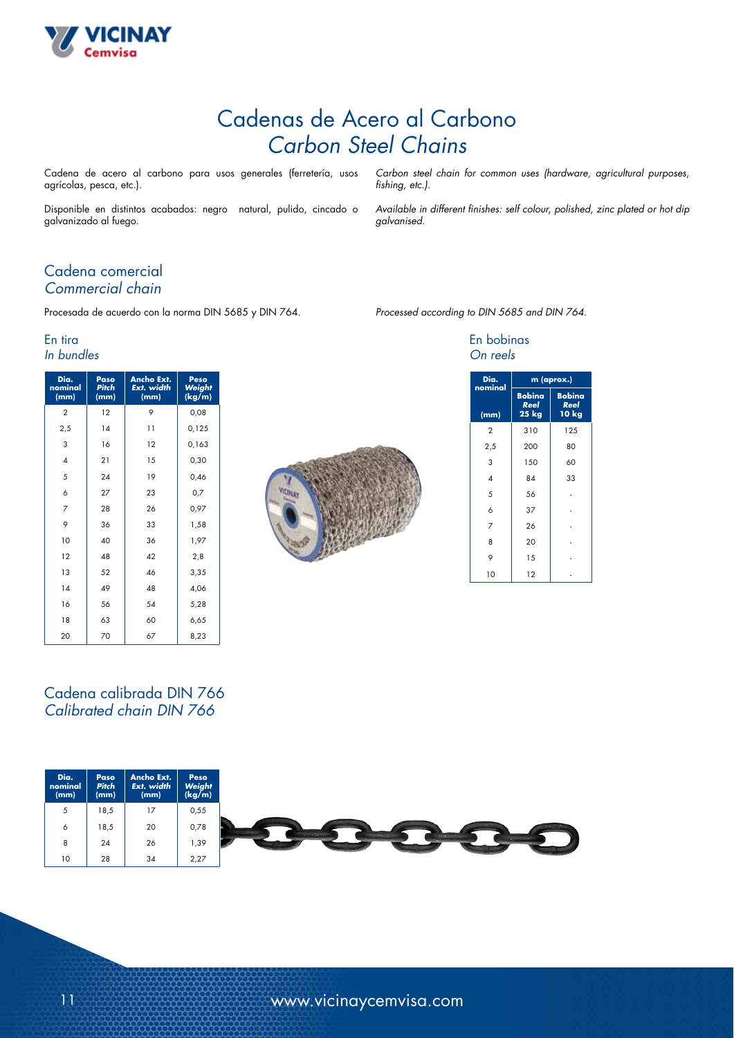# Cadenas de Acero al Carbono
# *Carbon Steel Chains*

Cadena de acero al carbono para usos generales (ferretería, usos agrícolas, pesca, etc.).

Disponible en distintos acabados: negro natural, pulido, cincado o galvanizado al fuego.

*Carbon steel chain for common uses (hardware, agricultural purposes, fishing, etc.).*

*Available in different finishes: self colour, polished, zinc plated or hot dip galvanised.*

## Cadena comercial
## *Commercial chain*

Procesada de acuerdo con la norma DIN 5685 y DIN 764.

*Processed according to DIN 5685 and DIN 764.*

### En tira
### *In bundles*

| Dia. nominal (mm) | Paso *Pitch* (mm) | Ancho Ext. *Ext. width* (mm) | Peso *Weight* (kg/m) |
|---|---|---|---|
| 2 | 12 | 9 | 0,08 |
| 2,5 | 14 | 11 | 0,125 |
| 3 | 16 | 12 | 0,163 |
| 4 | 21 | 15 | 0,30 |
| 5 | 24 | 19 | 0,46 |
| 6 | 27 | 23 | 0,7 |
| 7 | 28 | 26 | 0,97 |
| 9 | 36 | 33 | 1,58 |
| 10 | 40 | 36 | 1,97 |
| 12 | 48 | 42 | 2,8 |
| 13 | 52 | 46 | 3,35 |
| 14 | 49 | 48 | 4,06 |
| 16 | 56 | 54 | 5,28 |
| 18 | 63 | 60 | 6,65 |
| 20 | 70 | 67 | 8,23 |

### En bobinas
### *On reels*

| Dia. nominal | m (aprox.) | |
|---|---|---|
| (mm) | Bobina *Reel* 25 kg | Bobina *Reel* 10 kg |
| 2 | 310 | 125 |
| 2,5 | 200 | 80 |
| 3 | 150 | 60 |
| 4 | 84 | 33 |
| 5 | 56 | - |
| 6 | 37 | - |
| 7 | 26 | - |
| 8 | 20 | - |
| 9 | 15 | - |
| 10 | 12 | - |

## Cadena calibrada DIN 766
## *Calibrated chain DIN 766*

| Dia. nominal (mm) | Paso *Pitch* (mm) | Ancho Ext. *Ext. width* (mm) | Peso *Weight* (kg/m) |
|---|---|---|---|
| 5 | 18,5 | 17 | 0,55 |
| 6 | 18,5 | 20 | 0,78 |
| 8 | 24 | 26 | 1,39 |
| 10 | 28 | 34 | 2,27 |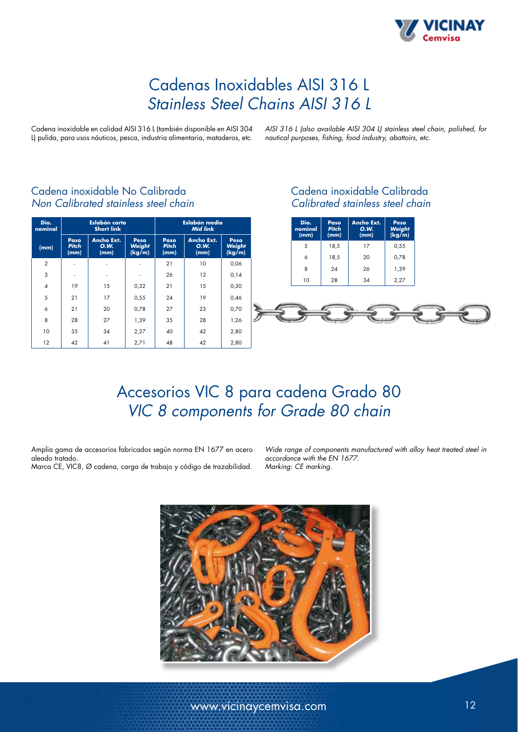# Cadenas Inoxidables AISI 316 L
# *Stainless Steel Chains AISI 316 L*

Cadena inoxidable en calidad AISI 316 L (también disponible en AISI 304 L) pulida, para usos náuticos, pesca, industria alimentaria, mataderos, etc.

*AISI 316 L (also available AISI 304 L) stainless steel chain, polished, for nautical purposes, fishing, food industry, abattoirs, etc.*

## Cadena inoxidable No Calibrada
## *Non Calibrated stainless steel chain*

| Dia. nominal | Eslabón corto *Short link* | | | Eslabón medio *Mid link* | | |
|---|---|---|---|---|---|---|
| (mm) | Paso *Pitch* (mm) | Ancho Ext. *O.W.* (mm) | Peso *Weight* (kg/m) | Paso *Pitch* (mm) | Ancho Ext. *O.W.* (mm) | Peso *Weight* (kg/m) |
| 2 | - | - | - | 21 | 10 | 0,06 |
| 3 | - | - | - | 26 | 12 | 0,14 |
| 4 | 19 | 15 | 0,32 | 21 | 15 | 0,30 |
| 5 | 21 | 17 | 0,55 | 24 | 19 | 0,46 |
| 6 | 21 | 20 | 0,78 | 27 | 23 | 0,70 |
| 8 | 28 | 27 | 1,39 | 35 | 28 | 1,26 |
| 10 | 35 | 34 | 2,27 | 40 | 42 | 2,80 |
| 12 | 42 | 41 | 2,71 | 48 | 42 | 2,80 |

## Cadena inoxidable Calibrada
## *Calibrated stainless steel chain*

| Dia. nominal (mm) | Paso *Pitch* (mm) | Ancho Ext. *O.W.* (mm) | Peso *Weight* (kg/m) |
|---|---|---|---|
| 5 | 18,5 | 17 | 0,55 |
| 6 | 18,5 | 20 | 0,78 |
| 8 | 24 | 26 | 1,39 |
| 10 | 28 | 34 | 2,27 |

# Accesorios VIC 8 para cadena Grado 80
# *VIC 8 components for Grade 80 chain*

Amplia gama de accesorios fabricados según norma EN 1677 en acero aleado tratado.
Marca CE, VIC8, Ø cadena, carga de trabajo y código de trazabilidad.

*Wide range of components manufactured with alloy heat treated steel in accordance with the EN 1677.*
*Marking: CE marking.*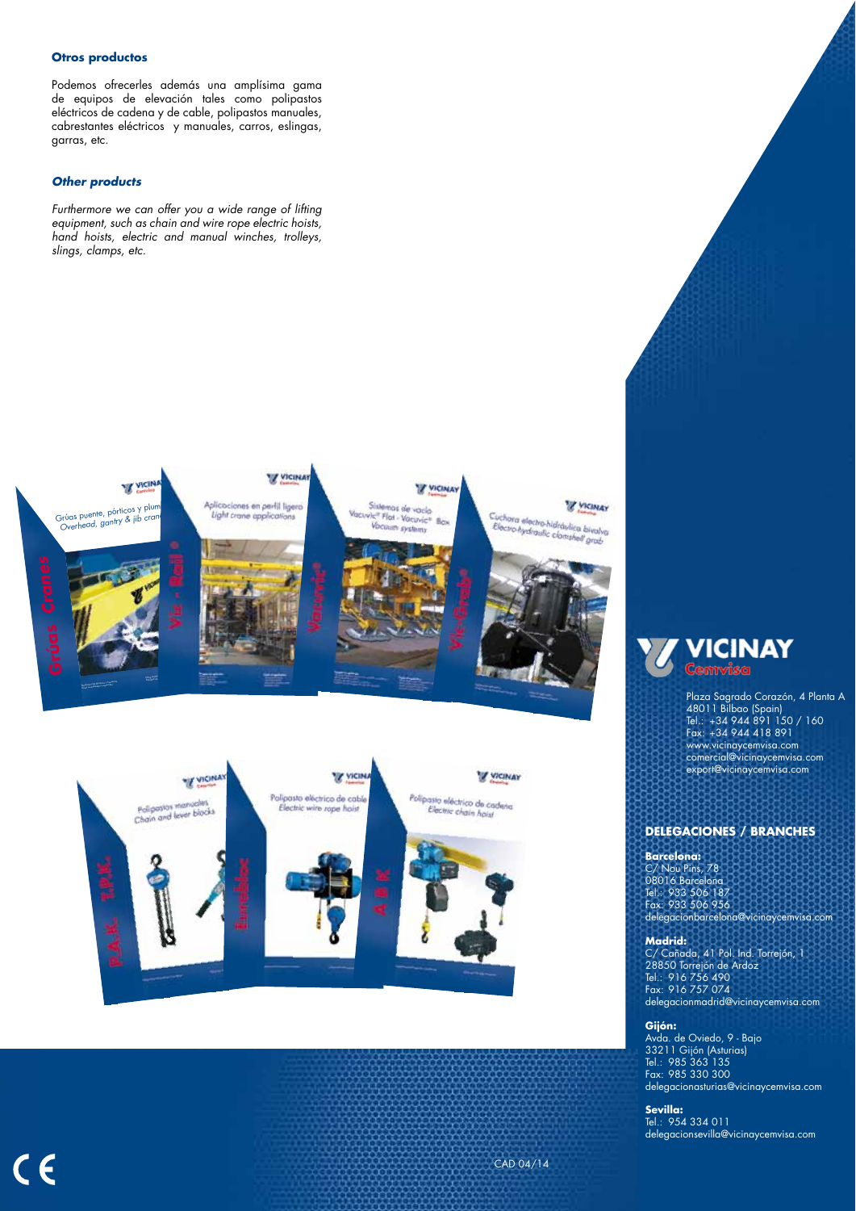### Otros productos

Podemos ofrecerles además una amplísima gama de equipos de elevación tales como polipastos eléctricos de cadena y de cable, polipastos manuales, cabrestantes eléctricos y manuales, carros, eslingas, garras, etc.

### *Other products*

*Furthermore we can offer you a wide range of lifting equipment, such as chain and wire rope electric hoists, hand hoists, electric and manual winches, trolleys, slings, clamps, etc.*

**VICINAY Cemvisa**

Plaza Sagrado Corazón, 4 Planta A
48011 Bilbao (Spain)
Tel.: +34 944 891 150 / 160
Fax: +34 944 418 891
www.vicinaycemvisa.com
comercial@vicinaycemvisa.com
export@vicinaycemvisa.com

### DELEGACIONES / BRANCHES

**Barcelona:**
C/ Nou Pins, 78
08016 Barcelona
Tel.: 933 506 187
Fax: 933 506 956
delegacionbarcelona@vicinaycemvisa.com

**Madrid:**
C/ Cañada, 41 Pol. Ind. Torrejón, 1
28850 Torrejón de Ardoz
Tel.: 916 756 490
Fax: 916 757 074
delegacionmadrid@vicinaycemvisa.com

**Gijón:**
Avda. de Oviedo, 9 - Bajo
33211 Gijón (Asturias)
Tel.: 985 363 135
Fax: 985 330 300
delegacionasturias@vicinaycemvisa.com

**Sevilla:**
Tel.: 954 334 011
delegacionsevilla@vicinaycemvisa.com

CAD 04/14